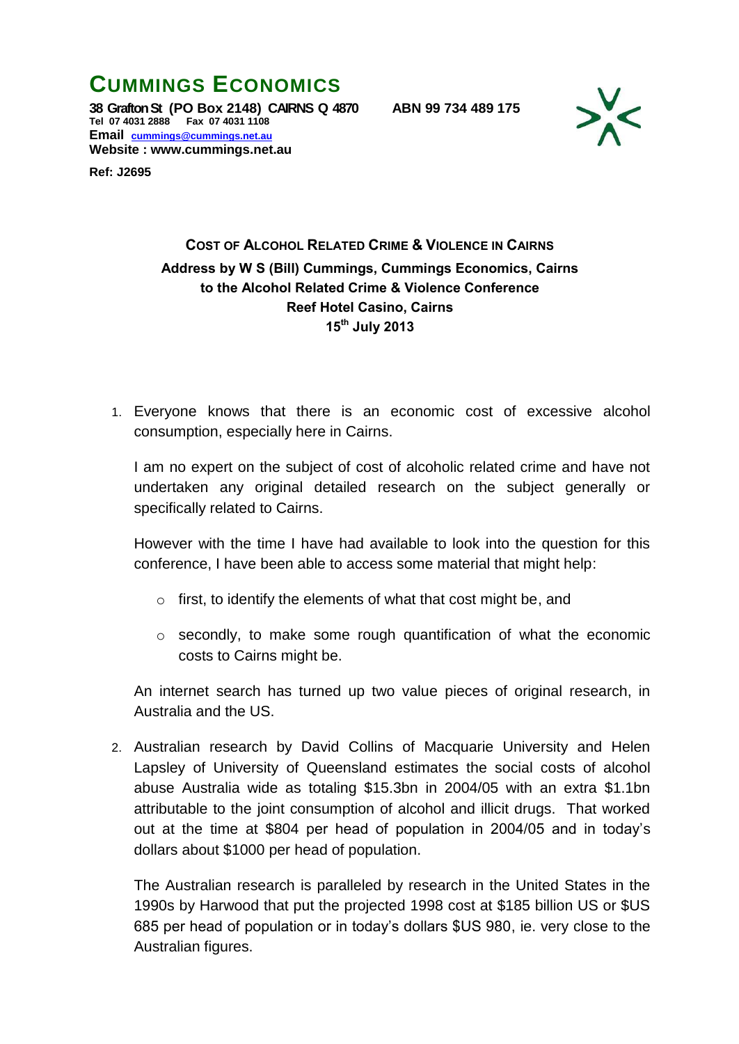# CUMMINGS ECONOMICS

**38 Grafton St (PO Box 2148) CAIRNS Q 4870 ABN 99 734 489 175**
**Tel 07 4031 2888 Fax 07 4031 1108**
**Email cummings@cummings.net.au**
**Website : www.cummings.net.au**

**Ref: J2695**

## COST OF ALCOHOL RELATED CRIME & VIOLENCE IN CAIRNS

**Address by W S (Bill) Cummings, Cummings Economics, Cairns**
**to the Alcohol Related Crime & Violence Conference**
**Reef Hotel Casino, Cairns**
**15th July 2013**

1. Everyone knows that there is an economic cost of excessive alcohol consumption, especially here in Cairns.

   I am no expert on the subject of cost of alcoholic related crime and have not undertaken any original detailed research on the subject generally or specifically related to Cairns.

   However with the time I have had available to look into the question for this conference, I have been able to access some material that might help:

   - first, to identify the elements of what that cost might be, and
   - secondly, to make some rough quantification of what the economic costs to Cairns might be.

   An internet search has turned up two value pieces of original research, in Australia and the US.

2. Australian research by David Collins of Macquarie University and Helen Lapsley of University of Queensland estimates the social costs of alcohol abuse Australia wide as totaling $15.3bn in 2004/05 with an extra $1.1bn attributable to the joint consumption of alcohol and illicit drugs. That worked out at the time at $804 per head of population in 2004/05 and in today's dollars about $1000 per head of population.

   The Australian research is paralleled by research in the United States in the 1990s by Harwood that put the projected 1998 cost at $185 billion US or $US 685 per head of population or in today's dollars $US 980, ie. very close to the Australian figures.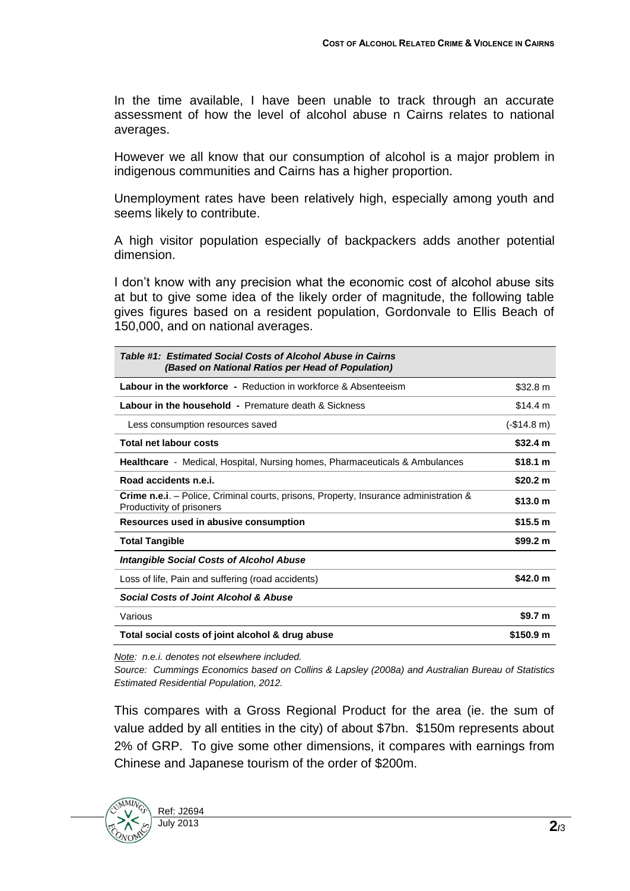In the time available, I have been unable to track through an accurate assessment of how the level of alcohol abuse n Cairns relates to national averages.

However we all know that our consumption of alcohol is a major problem in indigenous communities and Cairns has a higher proportion.

Unemployment rates have been relatively high, especially among youth and seems likely to contribute.

A high visitor population especially of backpackers adds another potential dimension.

I don't know with any precision what the economic cost of alcohol abuse sits at but to give some idea of the likely order of magnitude, the following table gives figures based on a resident population, Gordonvale to Ellis Beach of 150,000, and on national averages.

| ***Table #1: Estimated Social Costs of Alcohol Abuse in Cairns (Based on National Ratios per Head of Population)*** | |
|---|---|
| **Labour in the workforce -** Reduction in workforce & Absenteeism | $32.8 m |
| **Labour in the household -** Premature death & Sickness | $14.4 m |
| Less consumption resources saved | (-$14.8 m) |
| **Total net labour costs** | **$32.4 m** |
| **Healthcare** - Medical, Hospital, Nursing homes, Pharmaceuticals & Ambulances | **$18.1 m** |
| **Road accidents n.e.i.** | **$20.2 m** |
| **Crime n.e.i**. – Police, Criminal courts, prisons, Property, Insurance administration & Productivity of prisoners | **$13.0 m** |
| **Resources used in abusive consumption** | **$15.5 m** |
| **Total Tangible** | **$99.2 m** |
| ***Intangible Social Costs of Alcohol Abuse*** | |
| Loss of life, Pain and suffering (road accidents) | **$42.0 m** |
| ***Social Costs of Joint Alcohol & Abuse*** | |
| Various | **$9.7 m** |
| **Total social costs of joint alcohol & drug abuse** | **$150.9 m** |

*Note: n.e.i. denotes not elsewhere included.*

*Source: Cummings Economics based on Collins & Lapsley (2008a) and Australian Bureau of Statistics Estimated Residential Population, 2012.*

This compares with a Gross Regional Product for the area (ie. the sum of value added by all entities in the city) of about $7bn. $150m represents about 2% of GRP. To give some other dimensions, it compares with earnings from Chinese and Japanese tourism of the order of $200m.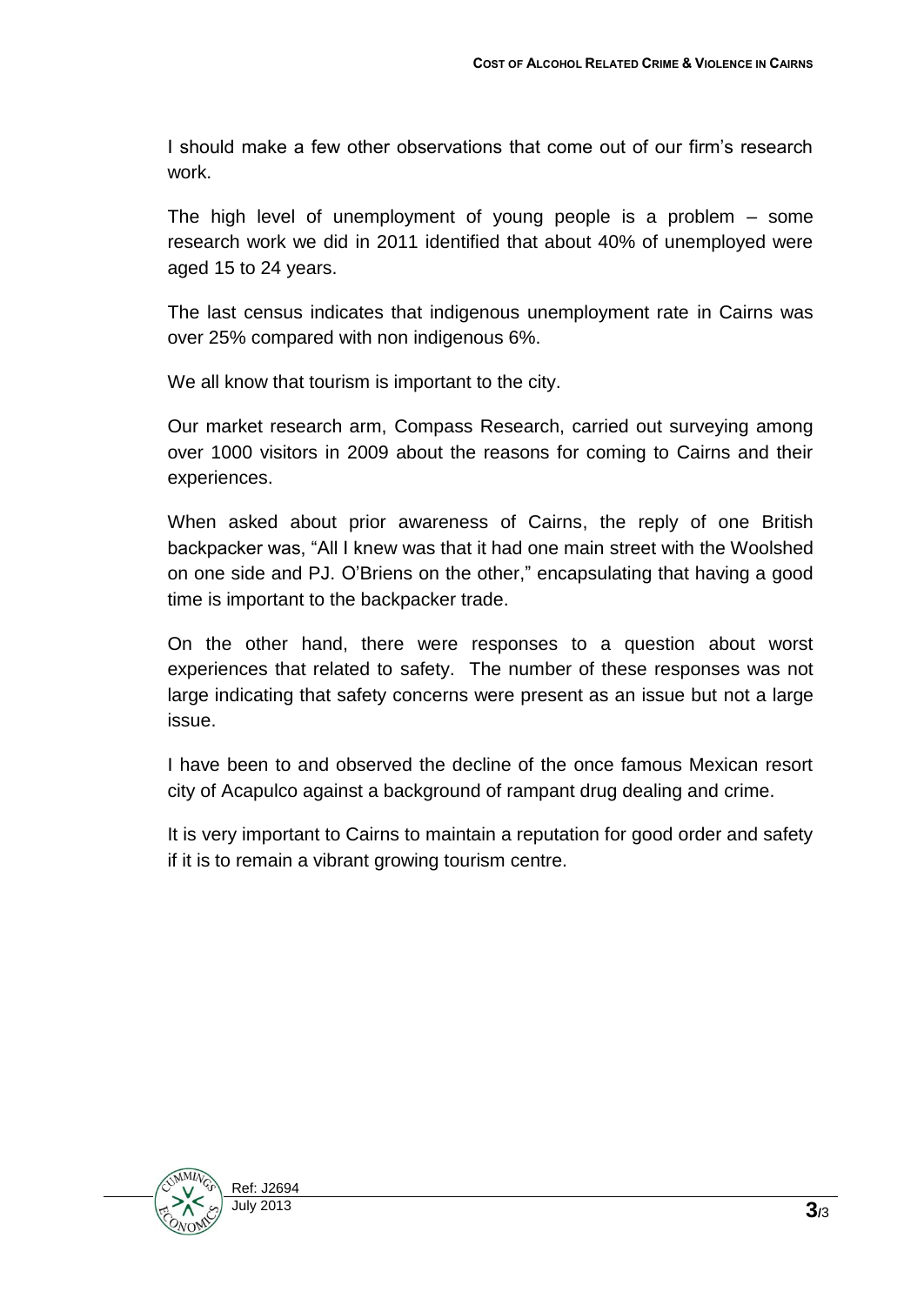I should make a few other observations that come out of our firm's research work.

The high level of unemployment of young people is a problem – some research work we did in 2011 identified that about 40% of unemployed were aged 15 to 24 years.

The last census indicates that indigenous unemployment rate in Cairns was over 25% compared with non indigenous 6%.

We all know that tourism is important to the city.

Our market research arm, Compass Research, carried out surveying among over 1000 visitors in 2009 about the reasons for coming to Cairns and their experiences.

When asked about prior awareness of Cairns, the reply of one British backpacker was, "All I knew was that it had one main street with the Woolshed on one side and PJ. O'Briens on the other," encapsulating that having a good time is important to the backpacker trade.

On the other hand, there were responses to a question about worst experiences that related to safety. The number of these responses was not large indicating that safety concerns were present as an issue but not a large issue.

I have been to and observed the decline of the once famous Mexican resort city of Acapulco against a background of rampant drug dealing and crime.

It is very important to Cairns to maintain a reputation for good order and safety if it is to remain a vibrant growing tourism centre.